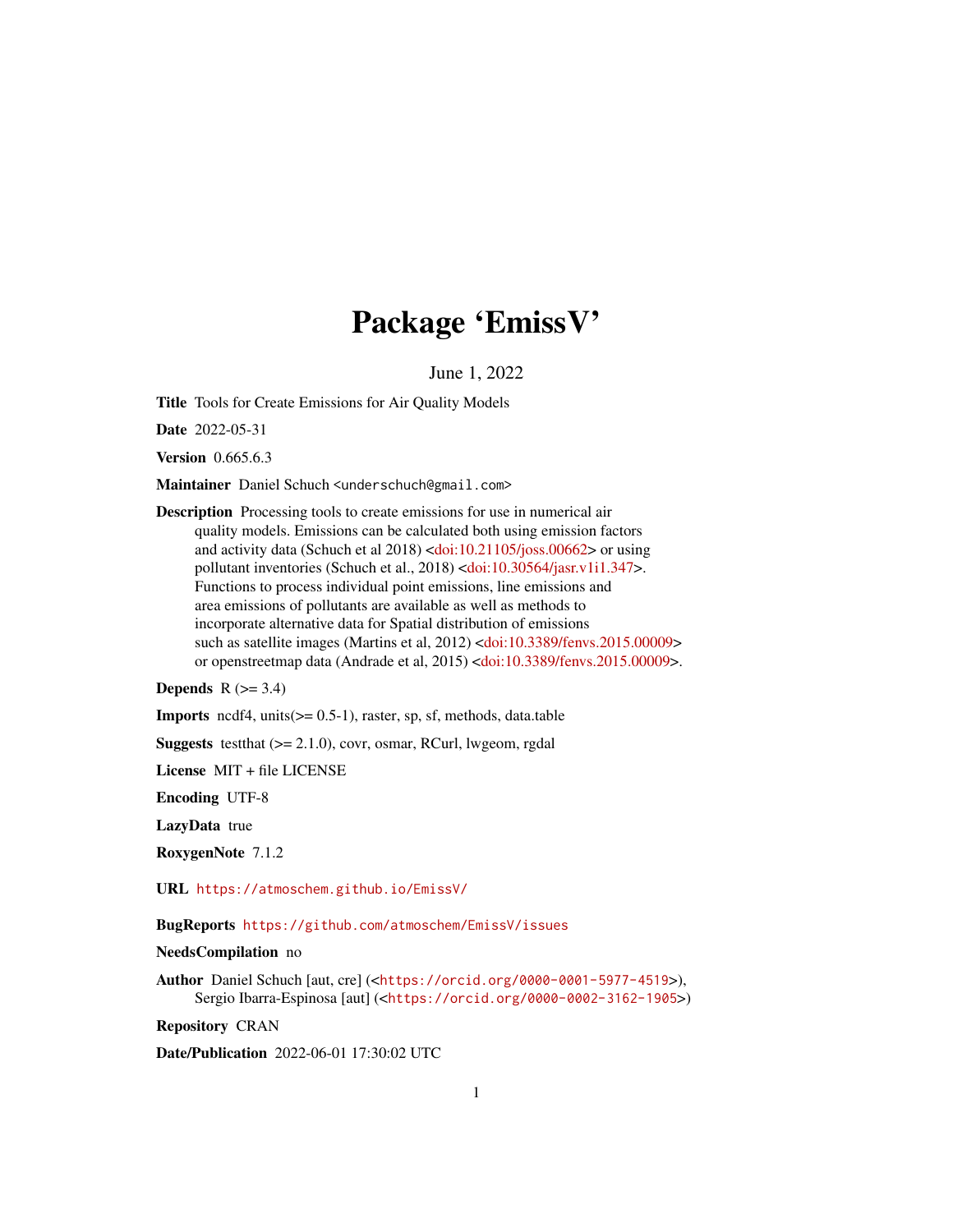# Package 'EmissV'

June 1, 2022

**Title** Tools for Create Emissions for Air Quality Models

**Date** 2022-05-31

**Version** 0.665.6.3

**Maintainer** Daniel Schuch <underschuch@gmail.com>

**Description** Processing tools to create emissions for use in numerical air quality models. Emissions can be calculated both using emission factors and activity data (Schuch et al 2018) <doi:10.21105/joss.00662> or using pollutant inventories (Schuch et al., 2018) <doi:10.30564/jasr.v1i1.347>. Functions to process individual point emissions, line emissions and area emissions of pollutants are available as well as methods to incorporate alternative data for Spatial distribution of emissions such as satellite images (Martins et al, 2012) <doi:10.3389/fenvs.2015.00009> or openstreetmap data (Andrade et al, 2015) <doi:10.3389/fenvs.2015.00009>.

**Depends** R (>= 3.4)

**Imports** ncdf4, units(>= 0.5-1), raster, sp, sf, methods, data.table

**Suggests** testthat (>= 2.1.0), covr, osmar, RCurl, lwgeom, rgdal

**License** MIT + file LICENSE

**Encoding** UTF-8

**LazyData** true

**RoxygenNote** 7.1.2

**URL** https://atmoschem.github.io/EmissV/

**BugReports** https://github.com/atmoschem/EmissV/issues

**NeedsCompilation** no

**Author** Daniel Schuch [aut, cre] (<https://orcid.org/0000-0001-5977-4519>), Sergio Ibarra-Espinosa [aut] (<https://orcid.org/0000-0002-3162-1905>)

**Repository** CRAN

**Date/Publication** 2022-06-01 17:30:02 UTC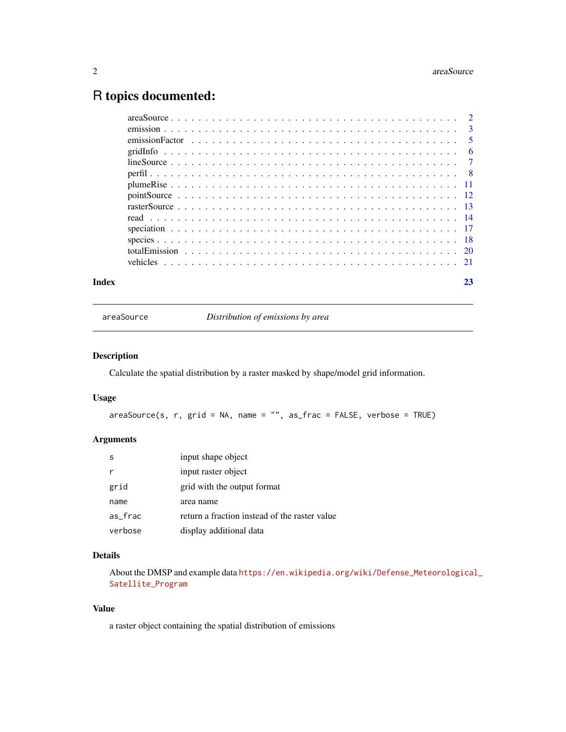# R topics documented:

| | |
|---|---|
| areaSource | 2 |
| emission | 3 |
| emissionFactor | 5 |
| gridInfo | 6 |
| lineSource | 7 |
| perfil | 8 |
| plumeRise | 11 |
| pointSource | 12 |
| rasterSource | 13 |
| read | 14 |
| speciation | 17 |
| species | 18 |
| totalEmission | 20 |
| vehicles | 21 |
| **Index** | **23** |

---

`areaSource` — *Distribution of emissions by area*

---

### Description

Calculate the spatial distribution by a raster masked by shape/model grid information.

### Usage

```
areaSource(s, r, grid = NA, name = "", as_frac = FALSE, verbose = TRUE)
```

### Arguments

| | |
|---|---|
| `s` | input shape object |
| `r` | input raster object |
| `grid` | grid with the output format |
| `name` | area name |
| `as_frac` | return a fraction instead of the raster value |
| `verbose` | display additional data |

### Details

About the DMSP and example data https://en.wikipedia.org/wiki/Defense_Meteorological_Satellite_Program

### Value

a raster object containing the spatial distribution of emissions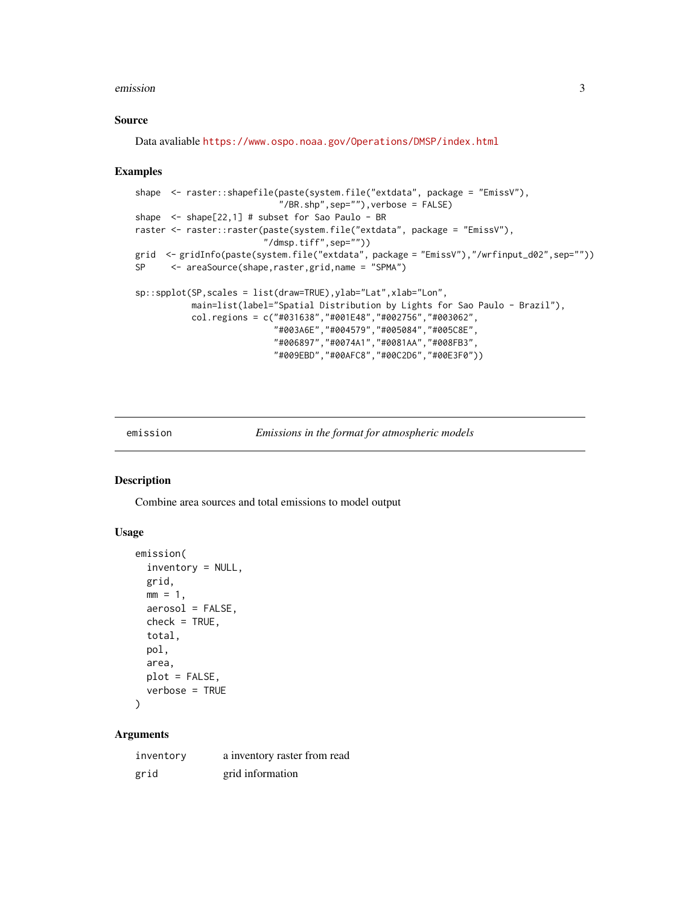## Source

Data avaliable https://www.ospo.noaa.gov/Operations/DMSP/index.html

## Examples

```
shape  <- raster::shapefile(paste(system.file("extdata", package = "EmissV"),
                            "/BR.shp",sep=""),verbose = FALSE)
shape  <- shape[22,1] # subset for Sao Paulo - BR
raster <- raster::raster(paste(system.file("extdata", package = "EmissV"),
                         "/dmsp.tiff",sep=""))
grid  <- gridInfo(paste(system.file("extdata", package = "EmissV"),"/wrfinput_d02",sep=""))
SP     <- areaSource(shape,raster,grid,name = "SPMA")

sp::spplot(SP,scales = list(draw=TRUE),ylab="Lat",xlab="Lon",
           main=list(label="Spatial Distribution by Lights for Sao Paulo - Brazil"),
           col.regions = c("#031638","#001E48","#002756","#003062",
                           "#003A6E","#004579","#005084","#005C8E",
                           "#006897","#0074A1","#0081AA","#008FB3",
                           "#009EBD","#00AFC8","#00C2D6","#00E3F0"))
```

---

# emission — *Emissions in the format for atmospheric models*

## Description

Combine area sources and total emissions to model output

## Usage

```
emission(
  inventory = NULL,
  grid,
  mm = 1,
  aerosol = FALSE,
  check = TRUE,
  total,
  pol,
  area,
  plot = FALSE,
  verbose = TRUE
)
```

## Arguments

| | |
|---|---|
| `inventory` | a inventory raster from read |
| `grid` | grid information |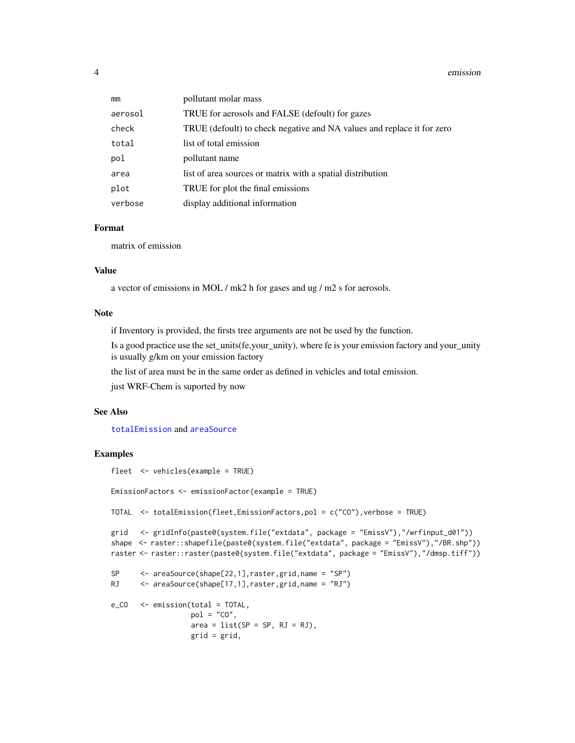| | |
|---|---|
| mm | pollutant molar mass |
| aerosol | TRUE for aerosols and FALSE (defoult) for gazes |
| check | TRUE (defoult) to check negative and NA values and replace it for zero |
| total | list of total emission |
| pol | pollutant name |
| area | list of area sources or matrix with a spatial distribution |
| plot | TRUE for plot the final emissions |
| verbose | display additional information |

### Format

matrix of emission

### Value

a vector of emissions in MOL / mk2 h for gases and ug / m2 s for aerosols.

### Note

if Inventory is provided, the firsts tree arguments are not be used by the function.

Is a good practice use the set_units(fe,your_unity), where fe is your emission factory and your_unity is usually g/km on your emission factory

the list of area must be in the same order as defined in vehicles and total emission.

just WRF-Chem is suported by now

### See Also

totalEmission and areaSource

### Examples

```
fleet  <- vehicles(example = TRUE)

EmissionFactors <- emissionFactor(example = TRUE)

TOTAL  <- totalEmission(fleet,EmissionFactors,pol = c("CO"),verbose = TRUE)

grid   <- gridInfo(paste0(system.file("extdata", package = "EmissV"),"/wrfinput_d01"))
shape  <- raster::shapefile(paste0(system.file("extdata", package = "EmissV"),"/BR.shp"))
raster <- raster::raster(paste0(system.file("extdata", package = "EmissV"),"/dmsp.tiff"))

SP     <- areaSource(shape[22,1],raster,grid,name = "SP")
RJ     <- areaSource(shape[17,1],raster,grid,name = "RJ")

e_CO   <- emission(total = TOTAL,
                  pol = "CO",
                  area = list(SP = SP, RJ = RJ),
                  grid = grid,
```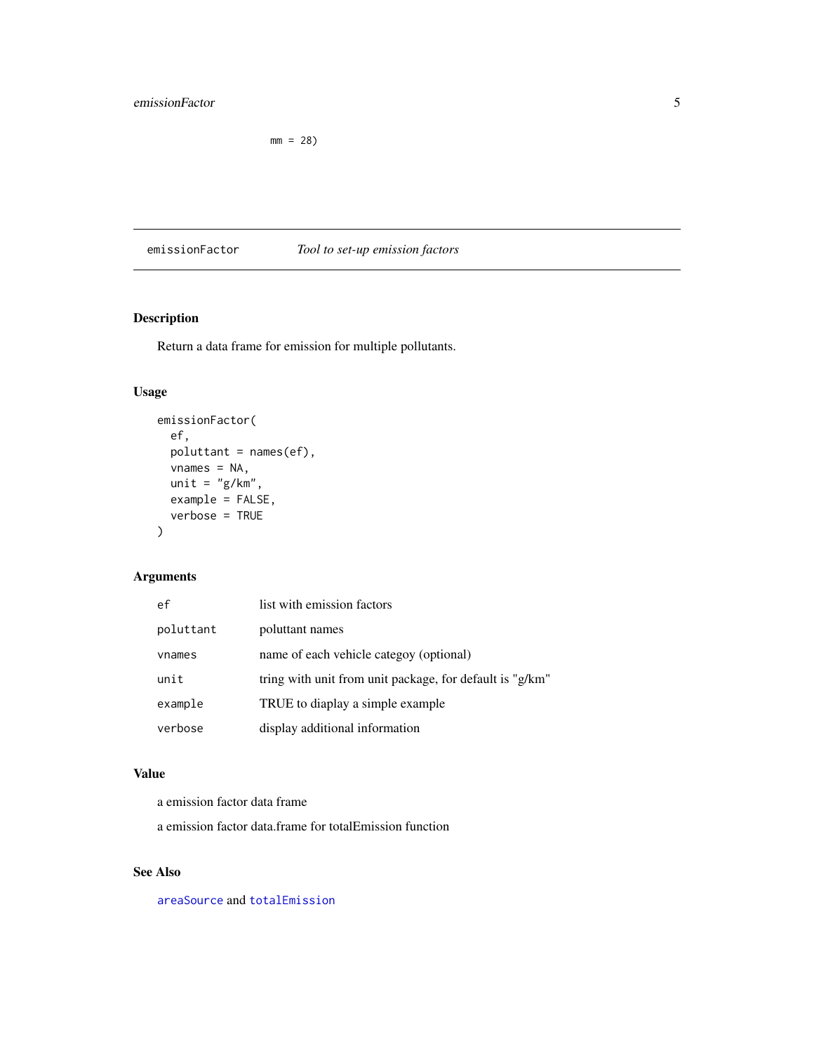```
mm = 28)
```

## emissionFactor — *Tool to set-up emission factors*

### Description

Return a data frame for emission for multiple pollutants.

### Usage

```
emissionFactor(
  ef,
  poluttant = names(ef),
  vnames = NA,
  unit = "g/km",
  example = FALSE,
  verbose = TRUE
)
```

### Arguments

| | |
|---|---|
| `ef` | list with emission factors |
| `poluttant` | poluttant names |
| `vnames` | name of each vehicle categoy (optional) |
| `unit` | tring with unit from unit package, for default is "g/km" |
| `example` | TRUE to diaplay a simple example |
| `verbose` | display additional information |

### Value

a emission factor data frame

a emission factor data.frame for totalEmission function

### See Also

`areaSource` and `totalEmission`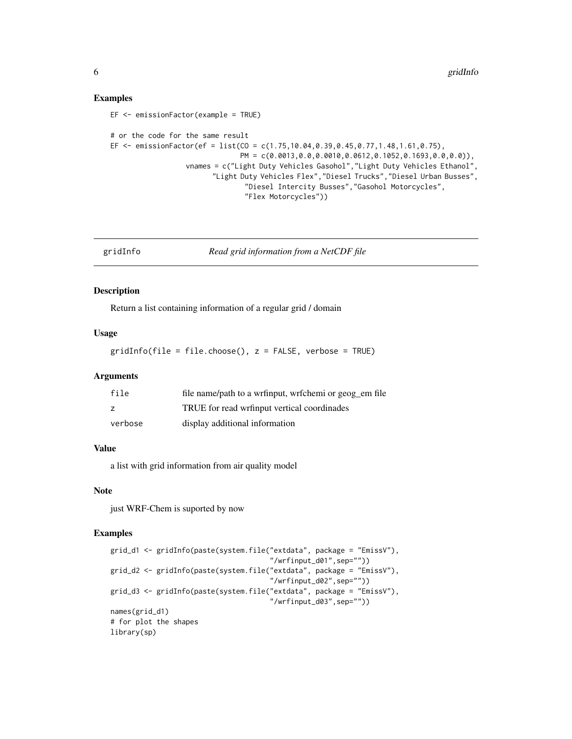### Examples

```
EF <- emissionFactor(example = TRUE)

# or the code for the same result
EF <- emissionFactor(ef = list(CO = c(1.75,10.04,0.39,0.45,0.77,1.48,1.61,0.75),
                               PM = c(0.0013,0.0,0.0010,0.0612,0.1052,0.1693,0.0,0.0)),
                  vnames = c("Light Duty Vehicles Gasohol","Light Duty Vehicles Ethanol",
                         "Light Duty Vehicles Flex","Diesel Trucks","Diesel Urban Busses",
                                "Diesel Intercity Busses","Gasohol Motorcycles",
                                "Flex Motorcycles"))
```

## gridInfo — *Read grid information from a NetCDF file*

### Description

Return a list containing information of a regular grid / domain

### Usage

```
gridInfo(file = file.choose(), z = FALSE, verbose = TRUE)
```

### Arguments

| | |
|---|---|
| file | file name/path to a wrfinput, wrfchemi or geog_em file |
| z | TRUE for read wrfinput vertical coordinades |
| verbose | display additional information |

### Value

a list with grid information from air quality model

### Note

just WRF-Chem is suported by now

### Examples

```
grid_d1 <- gridInfo(paste(system.file("extdata", package = "EmissV"),
                                       "/wrfinput_d01",sep=""))
grid_d2 <- gridInfo(paste(system.file("extdata", package = "EmissV"),
                                       "/wrfinput_d02",sep=""))
grid_d3 <- gridInfo(paste(system.file("extdata", package = "EmissV"),
                                       "/wrfinput_d03",sep=""))
names(grid_d1)
# for plot the shapes
library(sp)
```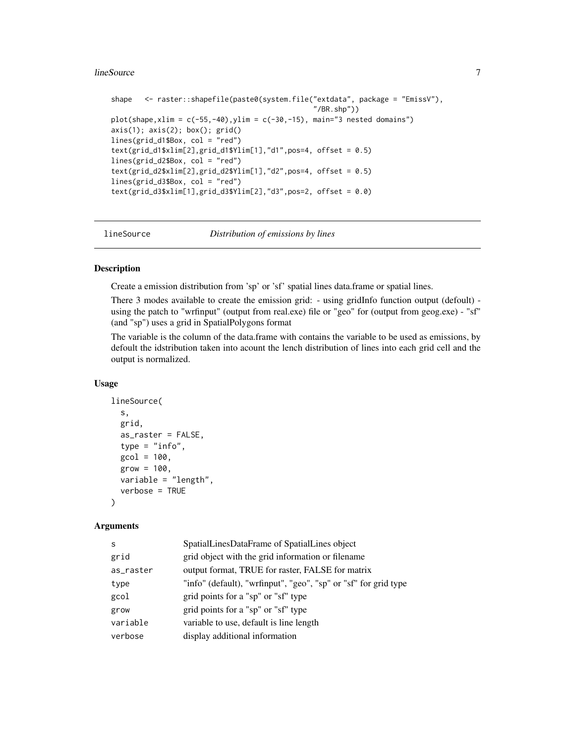```
shape   <- raster::shapefile(paste0(system.file("extdata", package = "EmissV"),
                                          "/BR.shp"))
plot(shape,xlim = c(-55,-40),ylim = c(-30,-15), main="3 nested domains")
axis(1); axis(2); box(); grid()
lines(grid_d1$Box, col = "red")
text(grid_d1$xlim[2],grid_d1$Ylim[1],"d1",pos=4, offset = 0.5)
lines(grid_d2$Box, col = "red")
text(grid_d2$xlim[2],grid_d2$Ylim[1],"d2",pos=4, offset = 0.5)
lines(grid_d3$Box, col = "red")
text(grid_d3$xlim[1],grid_d3$Ylim[2],"d3",pos=2, offset = 0.0)
```

## lineSource — *Distribution of emissions by lines*

### Description

Create a emission distribution from 'sp' or 'sf' spatial lines data.frame or spatial lines.

There 3 modes available to create the emission grid: - using gridInfo function output (defoult) - using the patch to "wrfinput" (output from real.exe) file or "geo" for (output from geog.exe) - "sf" (and "sp") uses a grid in SpatialPolygons format

The variable is the column of the data.frame with contains the variable to be used as emissions, by defoult the idstribution taken into acount the lench distribution of lines into each grid cell and the output is normalized.

### Usage

```
lineSource(
  s,
  grid,
  as_raster = FALSE,
  type = "info",
  gcol = 100,
  grow = 100,
  variable = "length",
  verbose = TRUE
)
```

### Arguments

| | |
|---|---|
| s | SpatialLinesDataFrame of SpatialLines object |
| grid | grid object with the grid information or filename |
| as_raster | output format, TRUE for raster, FALSE for matrix |
| type | "info" (default), "wrfinput", "geo", "sp" or "sf" for grid type |
| gcol | grid points for a "sp" or "sf" type |
| grow | grid points for a "sp" or "sf" type |
| variable | variable to use, default is line length |
| verbose | display additional information |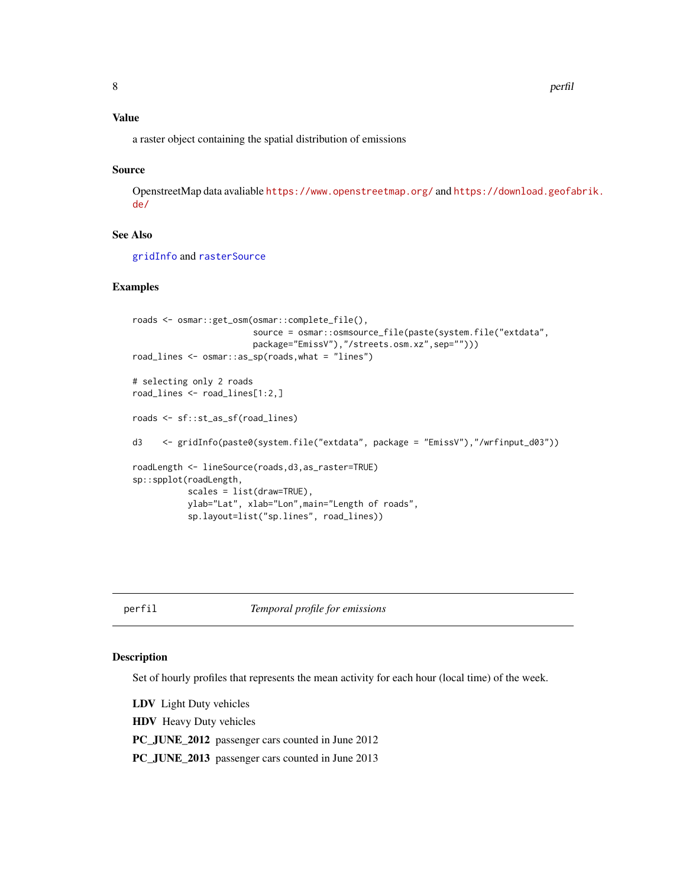### Value

a raster object containing the spatial distribution of emissions

### Source

OpenstreetMap data avaliable https://www.openstreetmap.org/ and https://download.geofabrik.de/

### See Also

gridInfo and rasterSource

### Examples

```
roads <- osmar::get_osm(osmar::complete_file(),
                        source = osmar::osmsource_file(paste(system.file("extdata",
                        package="EmissV"),"/streets.osm.xz",sep="")))
road_lines <- osmar::as_sp(roads,what = "lines")

# selecting only 2 roads
road_lines <- road_lines[1:2,]

roads <- sf::st_as_sf(road_lines)

d3    <- gridInfo(paste0(system.file("extdata", package = "EmissV"),"/wrfinput_d03"))

roadLength <- lineSource(roads,d3,as_raster=TRUE)
sp::spplot(roadLength,
          scales = list(draw=TRUE),
          ylab="Lat", xlab="Lon",main="Length of roads",
          sp.layout=list("sp.lines", road_lines))
```

---

## perfil — *Temporal profile for emissions*

### Description

Set of hourly profiles that represents the mean activity for each hour (local time) of the week.

**LDV** Light Duty vehicles

**HDV** Heavy Duty vehicles

**PC_JUNE_2012** passenger cars counted in June 2012

**PC_JUNE_2013** passenger cars counted in June 2013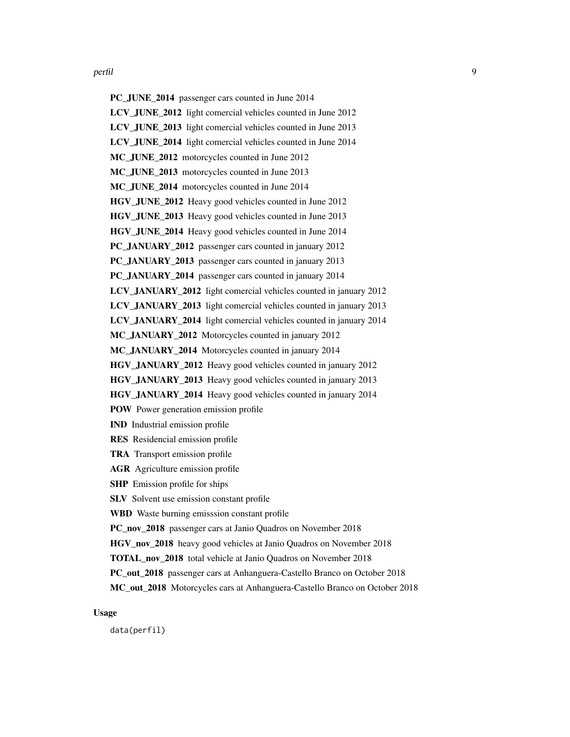**PC_JUNE_2014** passenger cars counted in June 2014

**LCV_JUNE_2012** light comercial vehicles counted in June 2012

**LCV_JUNE_2013** light comercial vehicles counted in June 2013

**LCV_JUNE_2014** light comercial vehicles counted in June 2014

**MC_JUNE_2012** motorcycles counted in June 2012

**MC_JUNE_2013** motorcycles counted in June 2013

**MC_JUNE_2014** motorcycles counted in June 2014

**HGV_JUNE_2012** Heavy good vehicles counted in June 2012

**HGV_JUNE_2013** Heavy good vehicles counted in June 2013

**HGV_JUNE_2014** Heavy good vehicles counted in June 2014

**PC_JANUARY_2012** passenger cars counted in january 2012

**PC_JANUARY_2013** passenger cars counted in january 2013

**PC_JANUARY_2014** passenger cars counted in january 2014

**LCV_JANUARY_2012** light comercial vehicles counted in january 2012

**LCV_JANUARY_2013** light comercial vehicles counted in january 2013

**LCV_JANUARY_2014** light comercial vehicles counted in january 2014

**MC_JANUARY_2012** Motorcycles counted in january 2012

**MC_JANUARY_2014** Motorcycles counted in january 2014

**HGV_JANUARY_2012** Heavy good vehicles counted in january 2012

**HGV_JANUARY_2013** Heavy good vehicles counted in january 2013

**HGV_JANUARY_2014** Heavy good vehicles counted in january 2014

**POW** Power generation emission profile

**IND** Industrial emission profile

**RES** Residencial emission profile

**TRA** Transport emission profile

**AGR** Agriculture emission profile

**SHP** Emission profile for ships

**SLV** Solvent use emission constant profile

**WBD** Waste burning emisssion constant profile

**PC_nov_2018** passenger cars at Janio Quadros on November 2018

**HGV_nov_2018** heavy good vehicles at Janio Quadros on November 2018

**TOTAL_nov_2018** total vehicle at Janio Quadros on November 2018

**PC_out_2018** passenger cars at Anhanguera-Castello Branco on October 2018

**MC_out_2018** Motorcycles cars at Anhanguera-Castello Branco on October 2018

### Usage

```
data(perfil)
```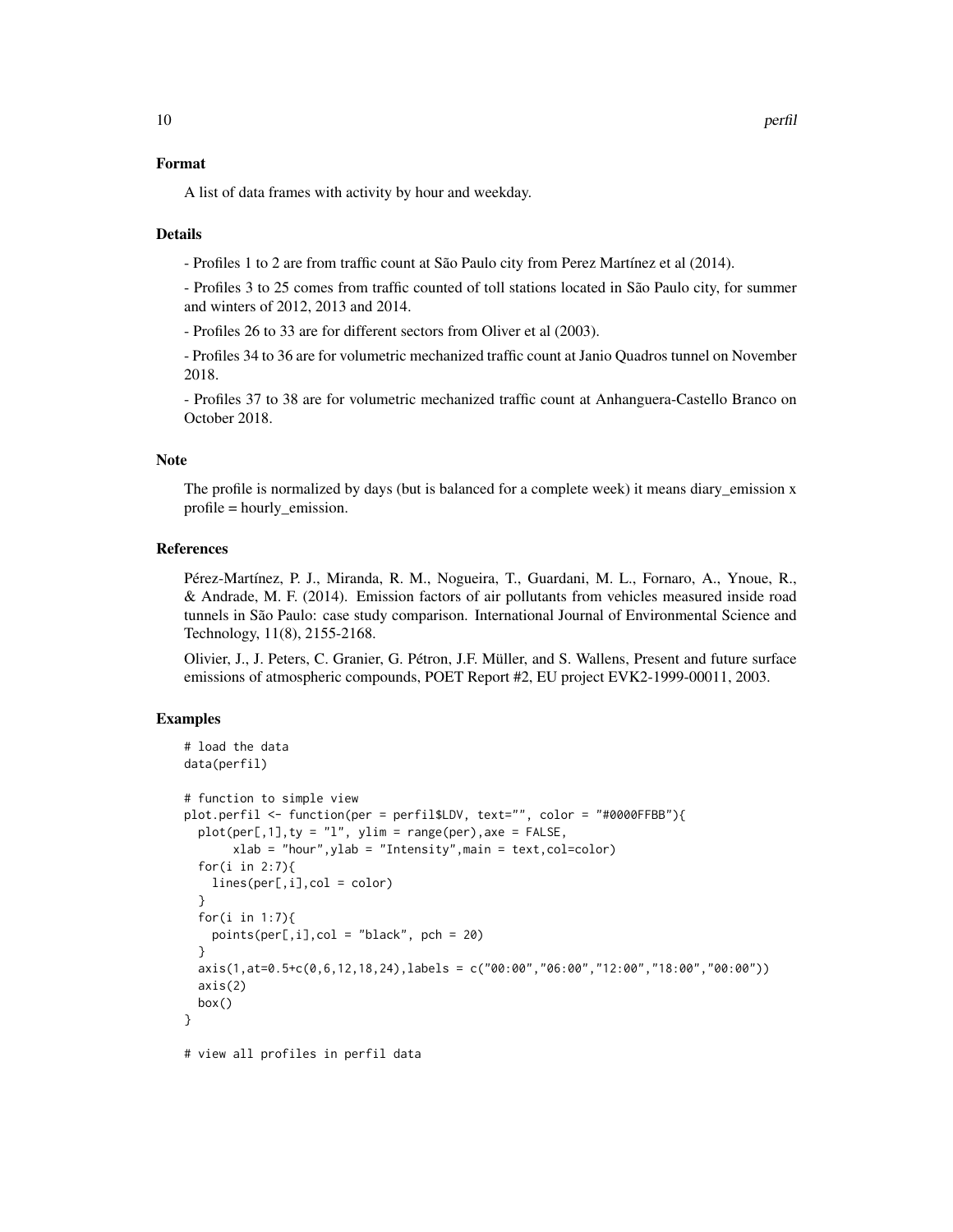## Format

A list of data frames with activity by hour and weekday.

## Details

- Profiles 1 to 2 are from traffic count at São Paulo city from Perez Martínez et al (2014).

- Profiles 3 to 25 comes from traffic counted of toll stations located in São Paulo city, for summer and winters of 2012, 2013 and 2014.

- Profiles 26 to 33 are for different sectors from Oliver et al (2003).

- Profiles 34 to 36 are for volumetric mechanized traffic count at Janio Quadros tunnel on November 2018.

- Profiles 37 to 38 are for volumetric mechanized traffic count at Anhanguera-Castello Branco on October 2018.

## Note

The profile is normalized by days (but is balanced for a complete week) it means diary_emission x profile = hourly_emission.

## References

Pérez-Martínez, P. J., Miranda, R. M., Nogueira, T., Guardani, M. L., Fornaro, A., Ynoue, R., & Andrade, M. F. (2014). Emission factors of air pollutants from vehicles measured inside road tunnels in São Paulo: case study comparison. International Journal of Environmental Science and Technology, 11(8), 2155-2168.

Olivier, J., J. Peters, C. Granier, G. Pétron, J.F. Müller, and S. Wallens, Present and future surface emissions of atmospheric compounds, POET Report #2, EU project EVK2-1999-00011, 2003.

## Examples

```
# load the data
data(perfil)

# function to simple view
plot.perfil <- function(per = perfil$LDV, text="", color = "#0000FFBB"){
  plot(per[,1],ty = "l", ylim = range(per),axe = FALSE,
       xlab = "hour",ylab = "Intensity",main = text,col=color)
  for(i in 2:7){
    lines(per[,i],col = color)
  }
  for(i in 1:7){
    points(per[,i],col = "black", pch = 20)
  }
  axis(1,at=0.5+c(0,6,12,18,24),labels = c("00:00","06:00","12:00","18:00","00:00"))
  axis(2)
  box()
}

# view all profiles in perfil data
```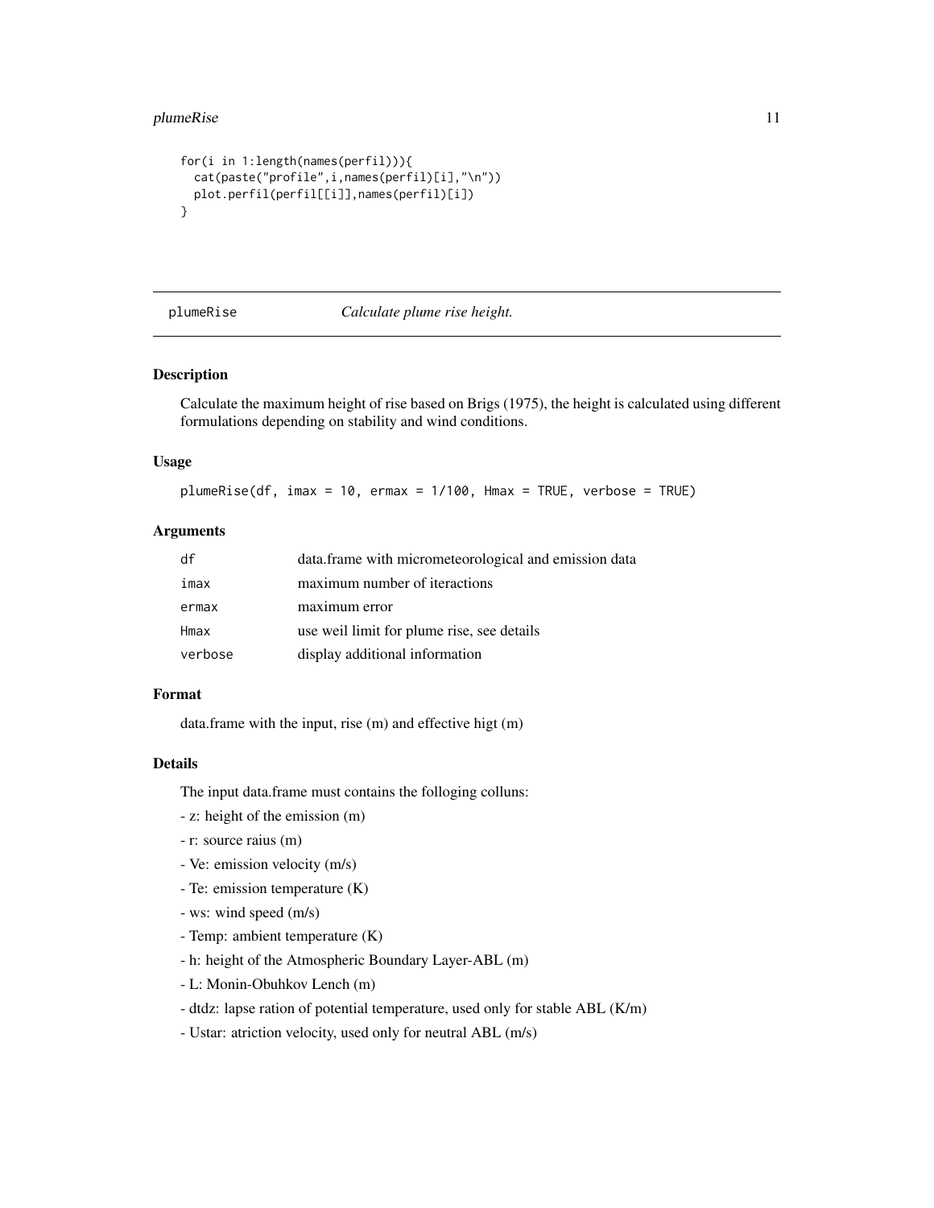```
for(i in 1:length(names(perfil))){
  cat(paste("profile",i,names(perfil)[i],"\n"))
  plot.perfil(perfil[[i]],names(perfil)[i])
}
```

## plumeRise — *Calculate plume rise height.*

### Description

Calculate the maximum height of rise based on Brigs (1975), the height is calculated using different formulations depending on stability and wind conditions.

### Usage

```
plumeRise(df, imax = 10, ermax = 1/100, Hmax = TRUE, verbose = TRUE)
```

### Arguments

| | |
|---|---|
| df | data.frame with micrometeorological and emission data |
| imax | maximum number of iteractions |
| ermax | maximum error |
| Hmax | use weil limit for plume rise, see details |
| verbose | display additional information |

### Format

data.frame with the input, rise (m) and effective higt (m)

### Details

The input data.frame must contains the folloging colluns:

- z: height of the emission (m)
- r: source raius (m)
- Ve: emission velocity (m/s)
- Te: emission temperature (K)
- ws: wind speed (m/s)
- Temp: ambient temperature (K)
- h: height of the Atmospheric Boundary Layer-ABL (m)
- L: Monin-Obuhkov Lench (m)
- dtdz: lapse ration of potential temperature, used only for stable ABL (K/m)
- Ustar: atriction velocity, used only for neutral ABL (m/s)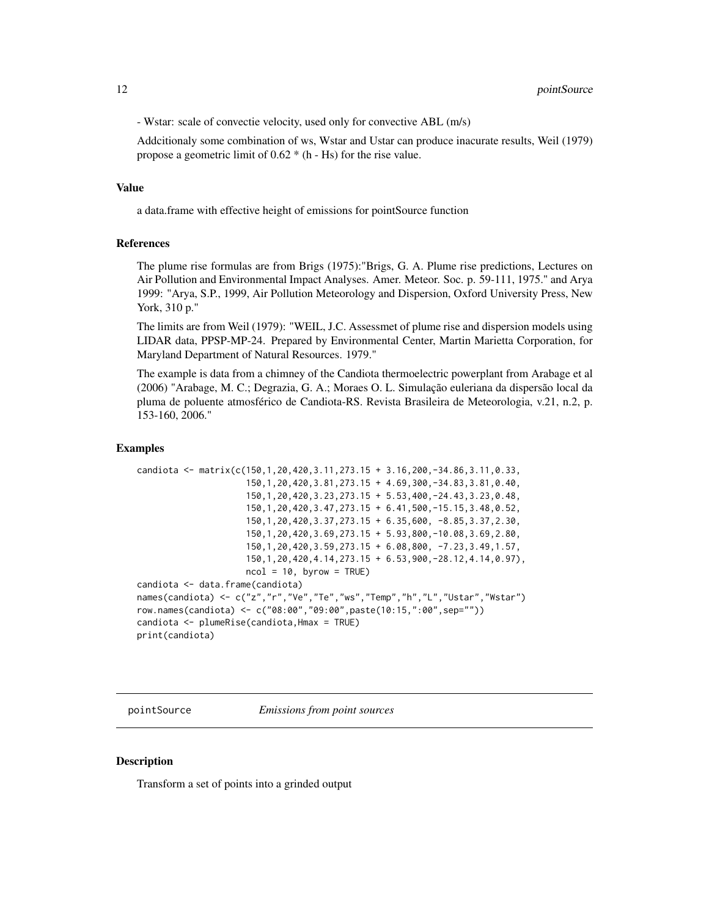- Wstar: scale of convectie velocity, used only for convective ABL (m/s)

Addcitionaly some combination of ws, Wstar and Ustar can produce inacurate results, Weil (1979) propose a geometric limit of 0.62 * (h - Hs) for the rise value.

### Value

a data.frame with effective height of emissions for pointSource function

### References

The plume rise formulas are from Brigs (1975):"Brigs, G. A. Plume rise predictions, Lectures on Air Pollution and Environmental Impact Analyses. Amer. Meteor. Soc. p. 59-111, 1975." and Arya 1999: "Arya, S.P., 1999, Air Pollution Meteorology and Dispersion, Oxford University Press, New York, 310 p."

The limits are from Weil (1979): "WEIL, J.C. Assessmet of plume rise and dispersion models using LIDAR data, PPSP-MP-24. Prepared by Environmental Center, Martin Marietta Corporation, for Maryland Department of Natural Resources. 1979."

The example is data from a chimney of the Candiota thermoelectric powerplant from Arabage et al (2006) "Arabage, M. C.; Degrazia, G. A.; Moraes O. L. Simulação euleriana da dispersão local da pluma de poluente atmosférico de Candiota-RS. Revista Brasileira de Meteorologia, v.21, n.2, p. 153-160, 2006."

### Examples

```
candiota <- matrix(c(150,1,20,420,3.11,273.15 + 3.16,200,-34.86,3.11,0.33,
                     150,1,20,420,3.81,273.15 + 4.69,300,-34.83,3.81,0.40,
                     150,1,20,420,3.23,273.15 + 5.53,400,-24.43,3.23,0.48,
                     150,1,20,420,3.47,273.15 + 6.41,500,-15.15,3.48,0.52,
                     150,1,20,420,3.37,273.15 + 6.35,600, -8.85,3.37,2.30,
                     150,1,20,420,3.69,273.15 + 5.93,800,-10.08,3.69,2.80,
                     150,1,20,420,3.59,273.15 + 6.08,800, -7.23,3.49,1.57,
                     150,1,20,420,4.14,273.15 + 6.53,900,-28.12,4.14,0.97),
                     ncol = 10, byrow = TRUE)
candiota <- data.frame(candiota)
names(candiota) <- c("z","r","Ve","Te","ws","Temp","h","L","Ustar","Wstar")
row.names(candiota) <- c("08:00","09:00",paste(10:15,":00",sep=""))
candiota <- plumeRise(candiota,Hmax = TRUE)
print(candiota)
```

## pointSource — *Emissions from point sources*

### Description

Transform a set of points into a grinded output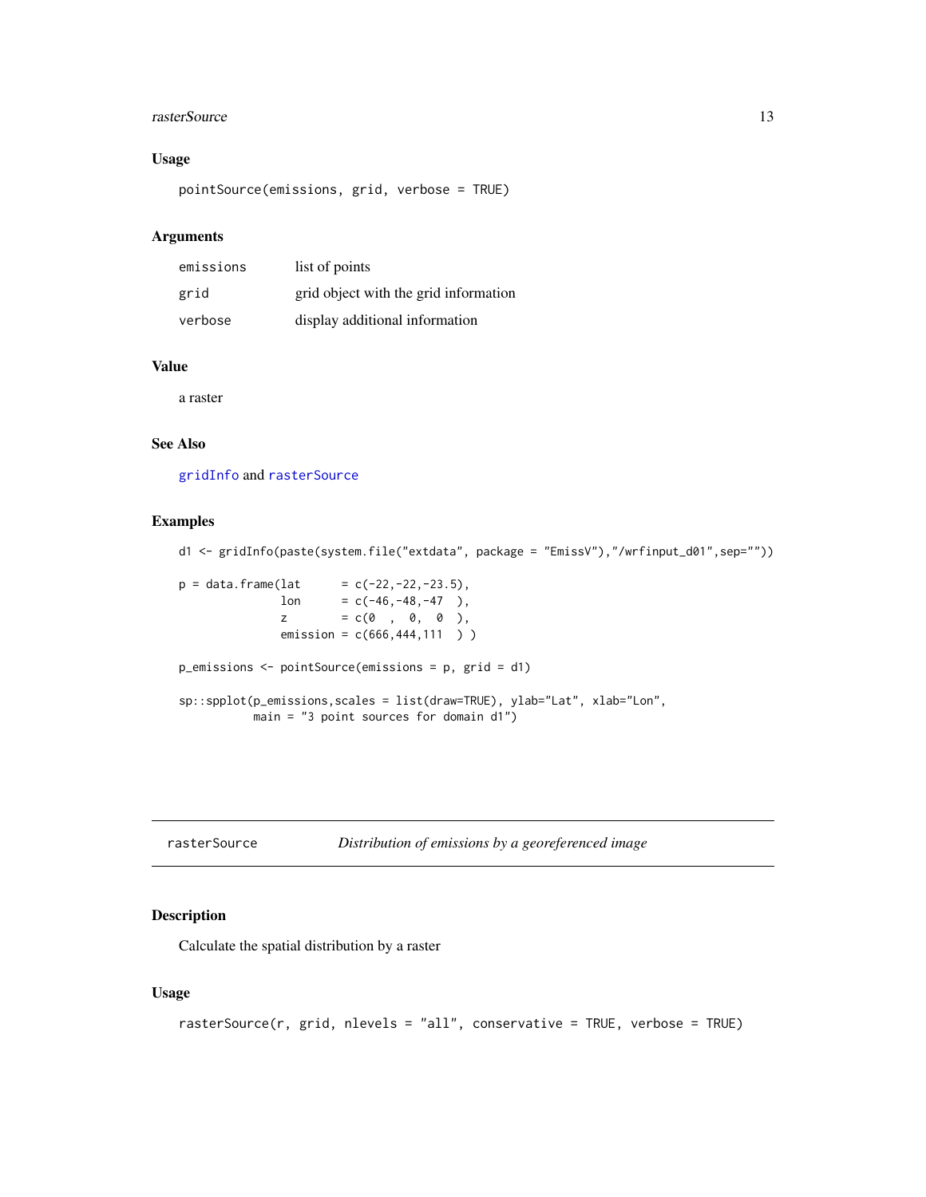### Usage

```
pointSource(emissions, grid, verbose = TRUE)
```

### Arguments

| | |
|---|---|
| emissions | list of points |
| grid | grid object with the grid information |
| verbose | display additional information |

### Value

a raster

### See Also

gridInfo and rasterSource

### Examples

```
d1 <- gridInfo(paste(system.file("extdata", package = "EmissV"),"/wrfinput_d01",sep=""))

p = data.frame(lat      = c(-22,-22,-23.5),
               lon      = c(-46,-48,-47  ),
               z        = c(0  ,  0,  0  ),
               emission = c(666,444,111  ) )

p_emissions <- pointSource(emissions = p, grid = d1)

sp::spplot(p_emissions,scales = list(draw=TRUE), ylab="Lat", xlab="Lon",
           main = "3 point sources for domain d1")
```

---

## rasterSource *Distribution of emissions by a georeferenced image*

### Description

Calculate the spatial distribution by a raster

### Usage

```
rasterSource(r, grid, nlevels = "all", conservative = TRUE, verbose = TRUE)
```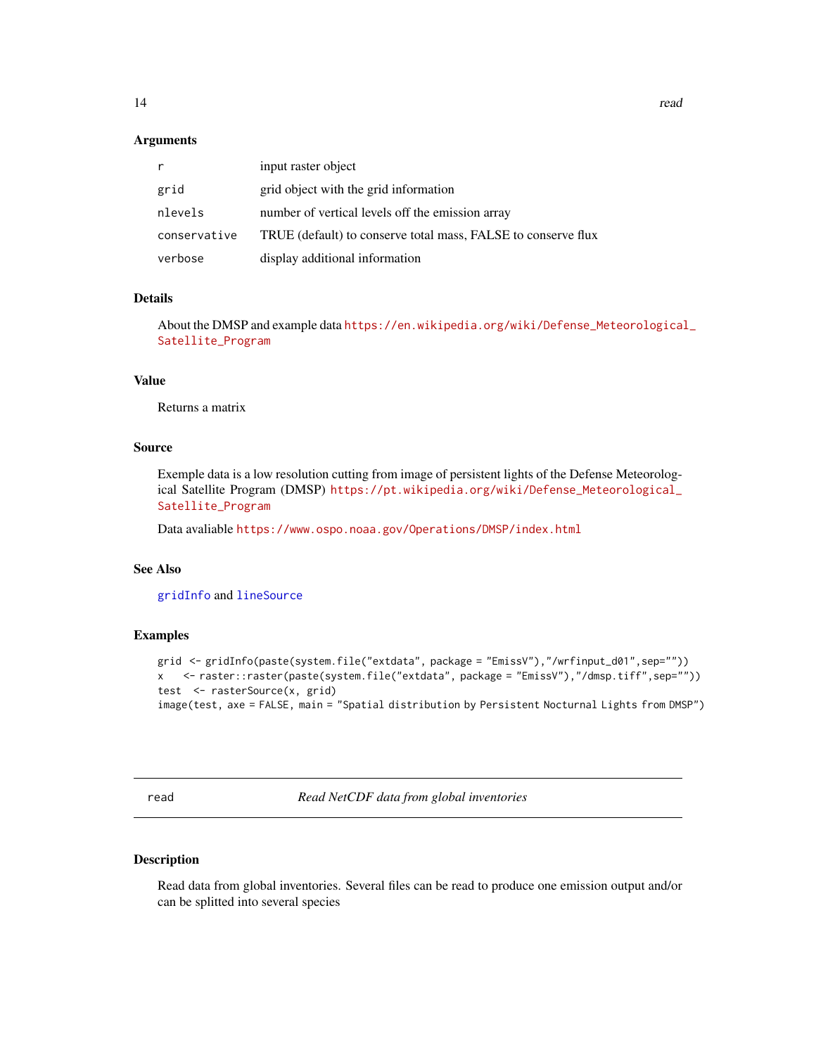## Arguments

| | |
|---|---|
| r | input raster object |
| grid | grid object with the grid information |
| nlevels | number of vertical levels off the emission array |
| conservative | TRUE (default) to conserve total mass, FALSE to conserve flux |
| verbose | display additional information |

## Details

About the DMSP and example data https://en.wikipedia.org/wiki/Defense_Meteorological_Satellite_Program

## Value

Returns a matrix

## Source

Exemple data is a low resolution cutting from image of persistent lights of the Defense Meteorological Satellite Program (DMSP) https://pt.wikipedia.org/wiki/Defense_Meteorological_Satellite_Program

Data avaliable https://www.ospo.noaa.gov/Operations/DMSP/index.html

## See Also

gridInfo and lineSource

## Examples

```
grid <- gridInfo(paste(system.file("extdata", package = "EmissV"),"/wrfinput_d01",sep=""))
x    <- raster::raster(paste(system.file("extdata", package = "EmissV"),"/dmsp.tiff",sep=""))
test  <- rasterSource(x, grid)
image(test, axe = FALSE, main = "Spatial distribution by Persistent Nocturnal Lights from DMSP")
```

---

# read — *Read NetCDF data from global inventories*

## Description

Read data from global inventories. Several files can be read to produce one emission output and/or can be splitted into several species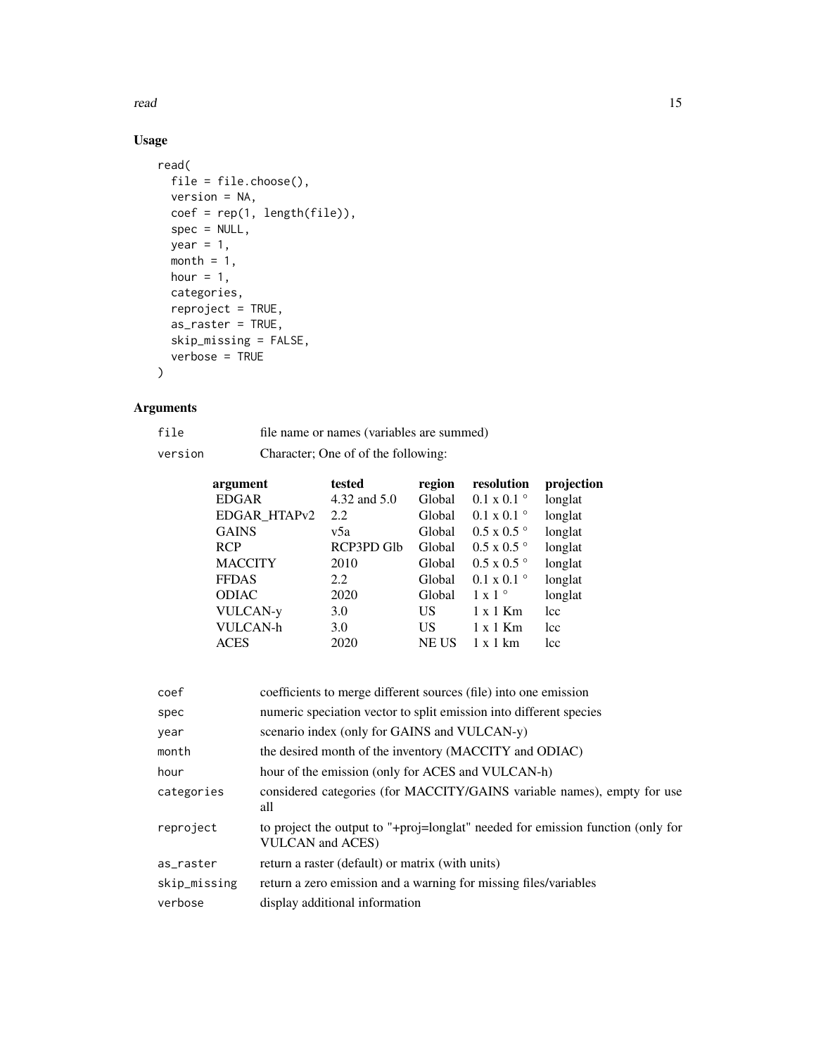## Usage

```
read(
  file = file.choose(),
  version = NA,
  coef = rep(1, length(file)),
  spec = NULL,
  year = 1,
  month = 1,
  hour = 1,
  categories,
  reproject = TRUE,
  as_raster = TRUE,
  skip_missing = FALSE,
  verbose = TRUE
)
```

## Arguments

`file` file name or names (variables are summed)

`version` Character; One of of the following:

| argument | tested | region | resolution | projection |
|---|---|---|---|---|
| EDGAR | 4.32 and 5.0 | Global | 0.1 x 0.1 ° | longlat |
| EDGAR_HTAPv2 | 2.2 | Global | 0.1 x 0.1 ° | longlat |
| GAINS | v5a | Global | 0.5 x 0.5 ° | longlat |
| RCP | RCP3PD Glb | Global | 0.5 x 0.5 ° | longlat |
| MACCITY | 2010 | Global | 0.5 x 0.5 ° | longlat |
| FFDAS | 2.2 | Global | 0.1 x 0.1 ° | longlat |
| ODIAC | 2020 | Global | 1 x 1 ° | longlat |
| VULCAN-y | 3.0 | US | 1 x 1 Km | lcc |
| VULCAN-h | 3.0 | US | 1 x 1 Km | lcc |
| ACES | 2020 | NE US | 1 x 1 km | lcc |

`coef` coefficients to merge different sources (file) into one emission

`spec` numeric speciation vector to split emission into different species

`year` scenario index (only for GAINS and VULCAN-y)

`month` the desired month of the inventory (MACCITY and ODIAC)

`hour` hour of the emission (only for ACES and VULCAN-h)

`categories` considered categories (for MACCITY/GAINS variable names), empty for use all

`reproject` to project the output to "+proj=longlat" needed for emission function (only for VULCAN and ACES)

`as_raster` return a raster (default) or matrix (with units)

`skip_missing` return a zero emission and a warning for missing files/variables

`verbose` display additional information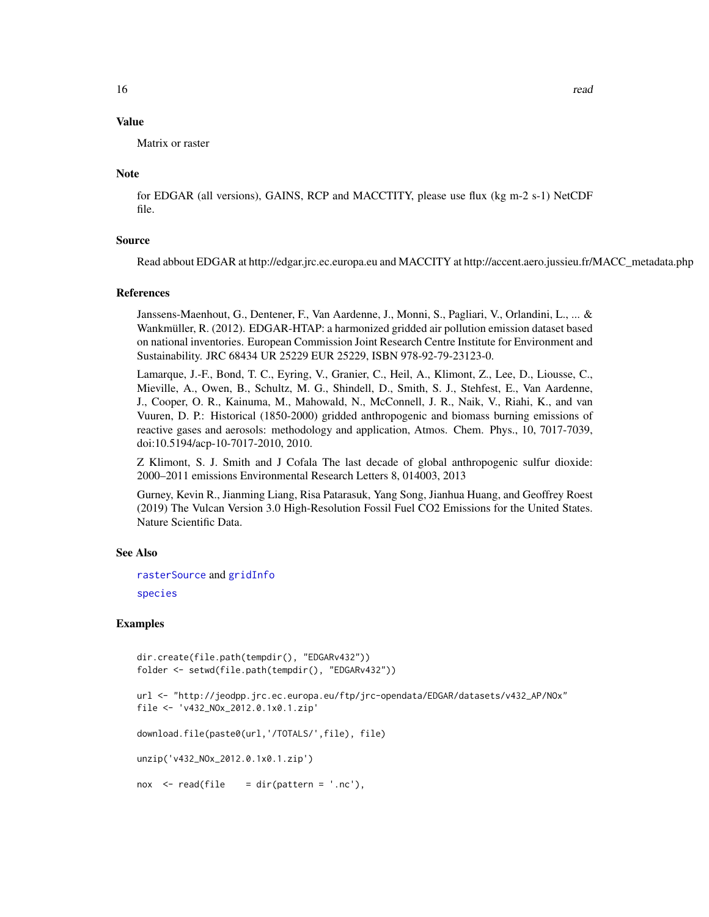## Value

Matrix or raster

## Note

for EDGAR (all versions), GAINS, RCP and MACCTITY, please use flux (kg m-2 s-1) NetCDF file.

## Source

Read abbout EDGAR at http://edgar.jrc.ec.europa.eu and MACCITY at http://accent.aero.jussieu.fr/MACC_metadata.php

## References

Janssens-Maenhout, G., Dentener, F., Van Aardenne, J., Monni, S., Pagliari, V., Orlandini, L., ... & Wankmüller, R. (2012). EDGAR-HTAP: a harmonized gridded air pollution emission dataset based on national inventories. European Commission Joint Research Centre Institute for Environment and Sustainability. JRC 68434 UR 25229 EUR 25229, ISBN 978-92-79-23123-0.

Lamarque, J.-F., Bond, T. C., Eyring, V., Granier, C., Heil, A., Klimont, Z., Lee, D., Liousse, C., Mieville, A., Owen, B., Schultz, M. G., Shindell, D., Smith, S. J., Stehfest, E., Van Aardenne, J., Cooper, O. R., Kainuma, M., Mahowald, N., McConnell, J. R., Naik, V., Riahi, K., and van Vuuren, D. P.: Historical (1850-2000) gridded anthropogenic and biomass burning emissions of reactive gases and aerosols: methodology and application, Atmos. Chem. Phys., 10, 7017-7039, doi:10.5194/acp-10-7017-2010, 2010.

Z Klimont, S. J. Smith and J Cofala The last decade of global anthropogenic sulfur dioxide: 2000–2011 emissions Environmental Research Letters 8, 014003, 2013

Gurney, Kevin R., Jianming Liang, Risa Patarasuk, Yang Song, Jianhua Huang, and Geoffrey Roest (2019) The Vulcan Version 3.0 High-Resolution Fossil Fuel CO2 Emissions for the United States. Nature Scientific Data.

## See Also

rasterSource and gridInfo

species

## Examples

```
dir.create(file.path(tempdir(), "EDGARv432"))
folder <- setwd(file.path(tempdir(), "EDGARv432"))

url <- "http://jeodpp.jrc.ec.europa.eu/ftp/jrc-opendata/EDGAR/datasets/v432_AP/NOx"
file <- 'v432_NOx_2012.0.1x0.1.zip'

download.file(paste0(url,'/TOTALS/',file), file)

unzip('v432_NOx_2012.0.1x0.1.zip')

nox  <- read(file    = dir(pattern = '.nc'),
```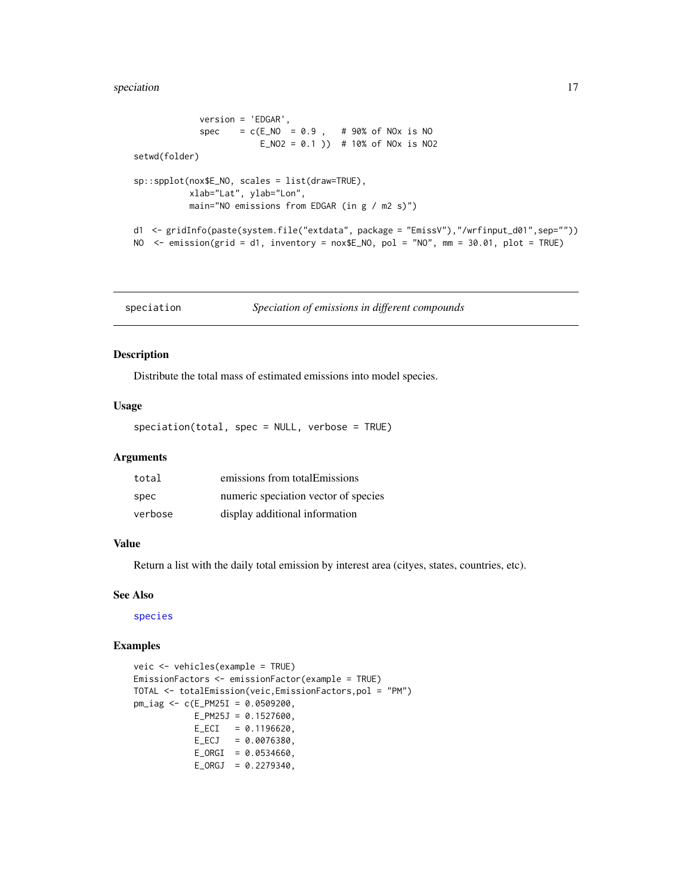```
             version = 'EDGAR',
             spec    = c(E_NO  = 0.9 ,   # 90% of NOx is NO
                         E_NO2 = 0.1 ))  # 10% of NOx is NO2
setwd(folder)

sp::spplot(nox$E_NO, scales = list(draw=TRUE),
           xlab="Lat", ylab="Lon",
           main="NO emissions from EDGAR (in g / m2 s)")

d1  <- gridInfo(paste(system.file("extdata", package = "EmissV"),"/wrfinput_d01",sep=""))
NO  <- emission(grid = d1, inventory = nox$E_NO, pol = "NO", mm = 30.01, plot = TRUE)
```

## speciation    *Speciation of emissions in different compounds*

### Description

Distribute the total mass of estimated emissions into model species.

### Usage

```
speciation(total, spec = NULL, verbose = TRUE)
```

### Arguments

| | |
|---|---|
| total | emissions from totalEmissions |
| spec | numeric speciation vector of species |
| verbose | display additional information |

### Value

Return a list with the daily total emission by interest area (cityes, states, countries, etc).

### See Also

species

### Examples

```
veic <- vehicles(example = TRUE)
EmissionFactors <- emissionFactor(example = TRUE)
TOTAL <- totalEmission(veic,EmissionFactors,pol = "PM")
pm_iag <- c(E_PM25I = 0.0509200,
            E_PM25J = 0.1527600,
            E_ECI   = 0.1196620,
            E_ECJ   = 0.0076380,
            E_ORGI  = 0.0534660,
            E_ORGJ  = 0.2279340,
```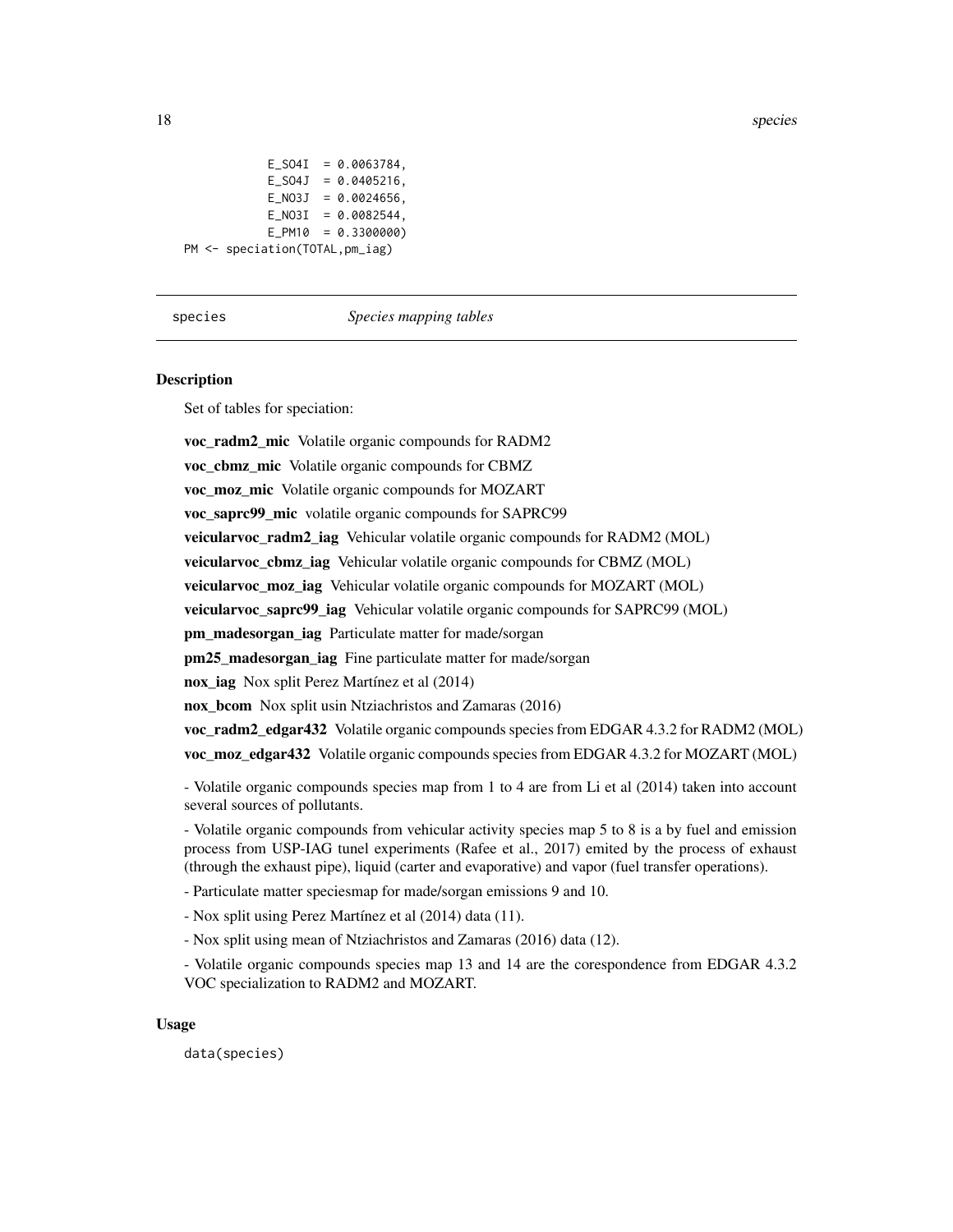```
            E_SO4I  = 0.0063784,
            E_SO4J  = 0.0405216,
            E_NO3J  = 0.0024656,
            E_NO3I  = 0.0082544,
            E_PM10  = 0.3300000)
PM <- speciation(TOTAL,pm_iag)
```

## species    *Species mapping tables*

### Description

Set of tables for speciation:

**voc_radm2_mic** Volatile organic compounds for RADM2

**voc_cbmz_mic** Volatile organic compounds for CBMZ

**voc_moz_mic** Volatile organic compounds for MOZART

**voc_saprc99_mic** volatile organic compounds for SAPRC99

**veicularvoc_radm2_iag** Vehicular volatile organic compounds for RADM2 (MOL)

**veicularvoc_cbmz_iag** Vehicular volatile organic compounds for CBMZ (MOL)

**veicularvoc_moz_iag** Vehicular volatile organic compounds for MOZART (MOL)

**veicularvoc_saprc99_iag** Vehicular volatile organic compounds for SAPRC99 (MOL)

**pm_madesorgan_iag** Particulate matter for made/sorgan

**pm25_madesorgan_iag** Fine particulate matter for made/sorgan

**nox_iag** Nox split Perez Martínez et al (2014)

**nox_bcom** Nox split usin Ntziachristos and Zamaras (2016)

**voc_radm2_edgar432** Volatile organic compounds species from EDGAR 4.3.2 for RADM2 (MOL)

**voc_moz_edgar432** Volatile organic compounds species from EDGAR 4.3.2 for MOZART (MOL)

- Volatile organic compounds species map from 1 to 4 are from Li et al (2014) taken into account several sources of pollutants.

- Volatile organic compounds from vehicular activity species map 5 to 8 is a by fuel and emission process from USP-IAG tunel experiments (Rafee et al., 2017) emited by the process of exhaust (through the exhaust pipe), liquid (carter and evaporative) and vapor (fuel transfer operations).

- Particulate matter speciesmap for made/sorgan emissions 9 and 10.

- Nox split using Perez Martínez et al (2014) data (11).

- Nox split using mean of Ntziachristos and Zamaras (2016) data (12).

- Volatile organic compounds species map 13 and 14 are the corespondence from EDGAR 4.3.2 VOC specialization to RADM2 and MOZART.

### Usage

```
data(species)
```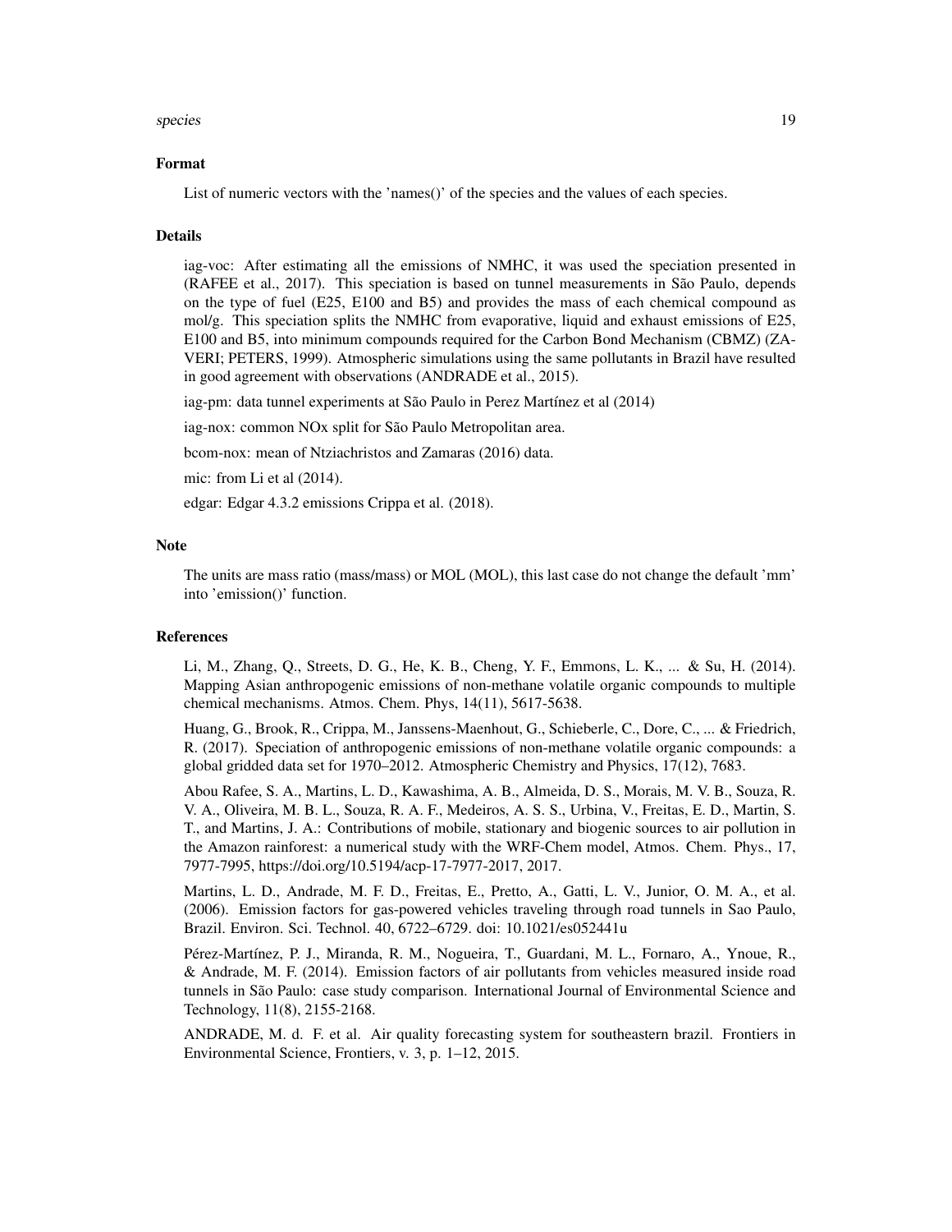## Format

List of numeric vectors with the 'names()' of the species and the values of each species.

## Details

iag-voc: After estimating all the emissions of NMHC, it was used the speciation presented in (RAFEE et al., 2017). This speciation is based on tunnel measurements in São Paulo, depends on the type of fuel (E25, E100 and B5) and provides the mass of each chemical compound as mol/g. This speciation splits the NMHC from evaporative, liquid and exhaust emissions of E25, E100 and B5, into minimum compounds required for the Carbon Bond Mechanism (CBMZ) (ZAVERI; PETERS, 1999). Atmospheric simulations using the same pollutants in Brazil have resulted in good agreement with observations (ANDRADE et al., 2015).

iag-pm: data tunnel experiments at São Paulo in Perez Martínez et al (2014)

iag-nox: common NOx split for São Paulo Metropolitan area.

bcom-nox: mean of Ntziachristos and Zamaras (2016) data.

mic: from Li et al (2014).

edgar: Edgar 4.3.2 emissions Crippa et al. (2018).

## Note

The units are mass ratio (mass/mass) or MOL (MOL), this last case do not change the default 'mm' into 'emission()' function.

## References

Li, M., Zhang, Q., Streets, D. G., He, K. B., Cheng, Y. F., Emmons, L. K., ... & Su, H. (2014). Mapping Asian anthropogenic emissions of non-methane volatile organic compounds to multiple chemical mechanisms. Atmos. Chem. Phys, 14(11), 5617-5638.

Huang, G., Brook, R., Crippa, M., Janssens-Maenhout, G., Schieberle, C., Dore, C., ... & Friedrich, R. (2017). Speciation of anthropogenic emissions of non-methane volatile organic compounds: a global gridded data set for 1970–2012. Atmospheric Chemistry and Physics, 17(12), 7683.

Abou Rafee, S. A., Martins, L. D., Kawashima, A. B., Almeida, D. S., Morais, M. V. B., Souza, R. V. A., Oliveira, M. B. L., Souza, R. A. F., Medeiros, A. S. S., Urbina, V., Freitas, E. D., Martin, S. T., and Martins, J. A.: Contributions of mobile, stationary and biogenic sources to air pollution in the Amazon rainforest: a numerical study with the WRF-Chem model, Atmos. Chem. Phys., 17, 7977-7995, https://doi.org/10.5194/acp-17-7977-2017, 2017.

Martins, L. D., Andrade, M. F. D., Freitas, E., Pretto, A., Gatti, L. V., Junior, O. M. A., et al. (2006). Emission factors for gas-powered vehicles traveling through road tunnels in Sao Paulo, Brazil. Environ. Sci. Technol. 40, 6722–6729. doi: 10.1021/es052441u

Pérez-Martínez, P. J., Miranda, R. M., Nogueira, T., Guardani, M. L., Fornaro, A., Ynoue, R., & Andrade, M. F. (2014). Emission factors of air pollutants from vehicles measured inside road tunnels in São Paulo: case study comparison. International Journal of Environmental Science and Technology, 11(8), 2155-2168.

ANDRADE, M. d. F. et al. Air quality forecasting system for southeastern brazil. Frontiers in Environmental Science, Frontiers, v. 3, p. 1–12, 2015.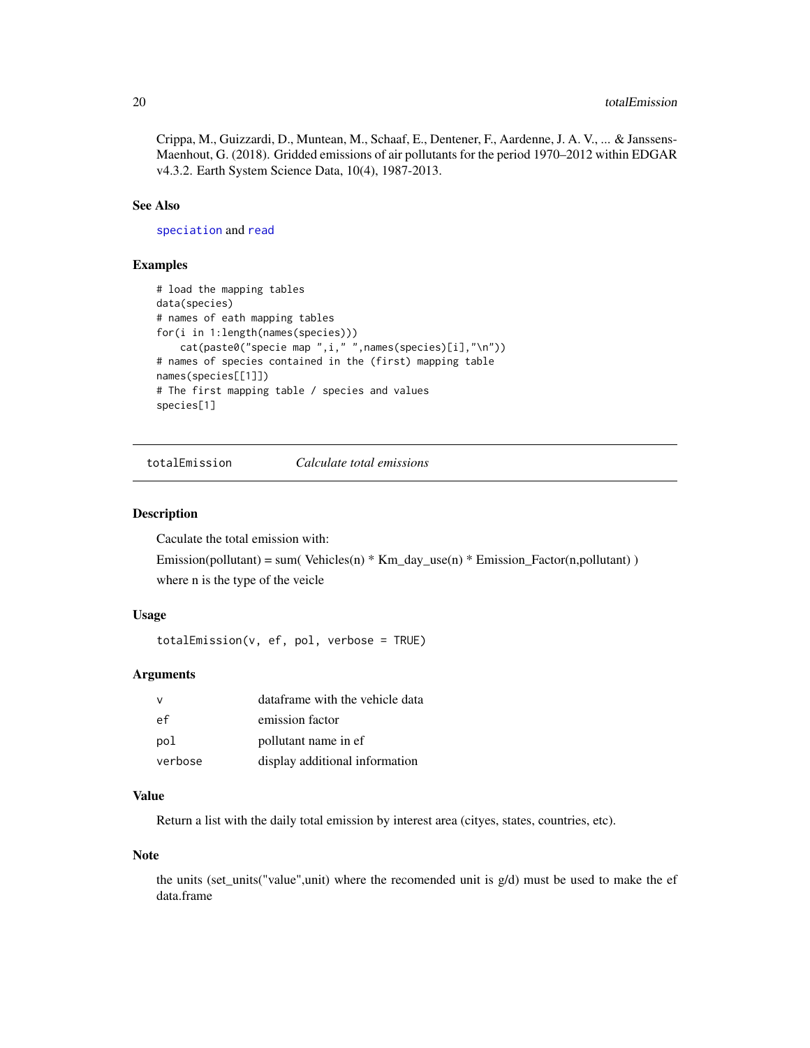Crippa, M., Guizzardi, D., Muntean, M., Schaaf, E., Dentener, F., Aardenne, J. A. V., ... & Janssens-Maenhout, G. (2018). Gridded emissions of air pollutants for the period 1970–2012 within EDGAR v4.3.2. Earth System Science Data, 10(4), 1987-2013.

### See Also

`speciation` and `read`

### Examples

```
# load the mapping tables
data(species)
# names of eath mapping tables
for(i in 1:length(names(species)))
    cat(paste0("specie map ",i," ",names(species)[i],"\n"))
# names of species contained in the (first) mapping table
names(species[[1]])
# The first mapping table / species and values
species[1]
```

---

## totalEmission — *Calculate total emissions*

### Description

Caculate the total emission with:

Emission(pollutant) = sum( Vehicles(n) * Km_day_use(n) * Emission_Factor(n,pollutant) )

where n is the type of the veicle

### Usage

```
totalEmission(v, ef, pol, verbose = TRUE)
```

### Arguments

| | |
|---|---|
| v | dataframe with the vehicle data |
| ef | emission factor |
| pol | pollutant name in ef |
| verbose | display additional information |

### Value

Return a list with the daily total emission by interest area (cityes, states, countries, etc).

### Note

the units (set_units("value",unit) where the recomended unit is g/d) must be used to make the ef data.frame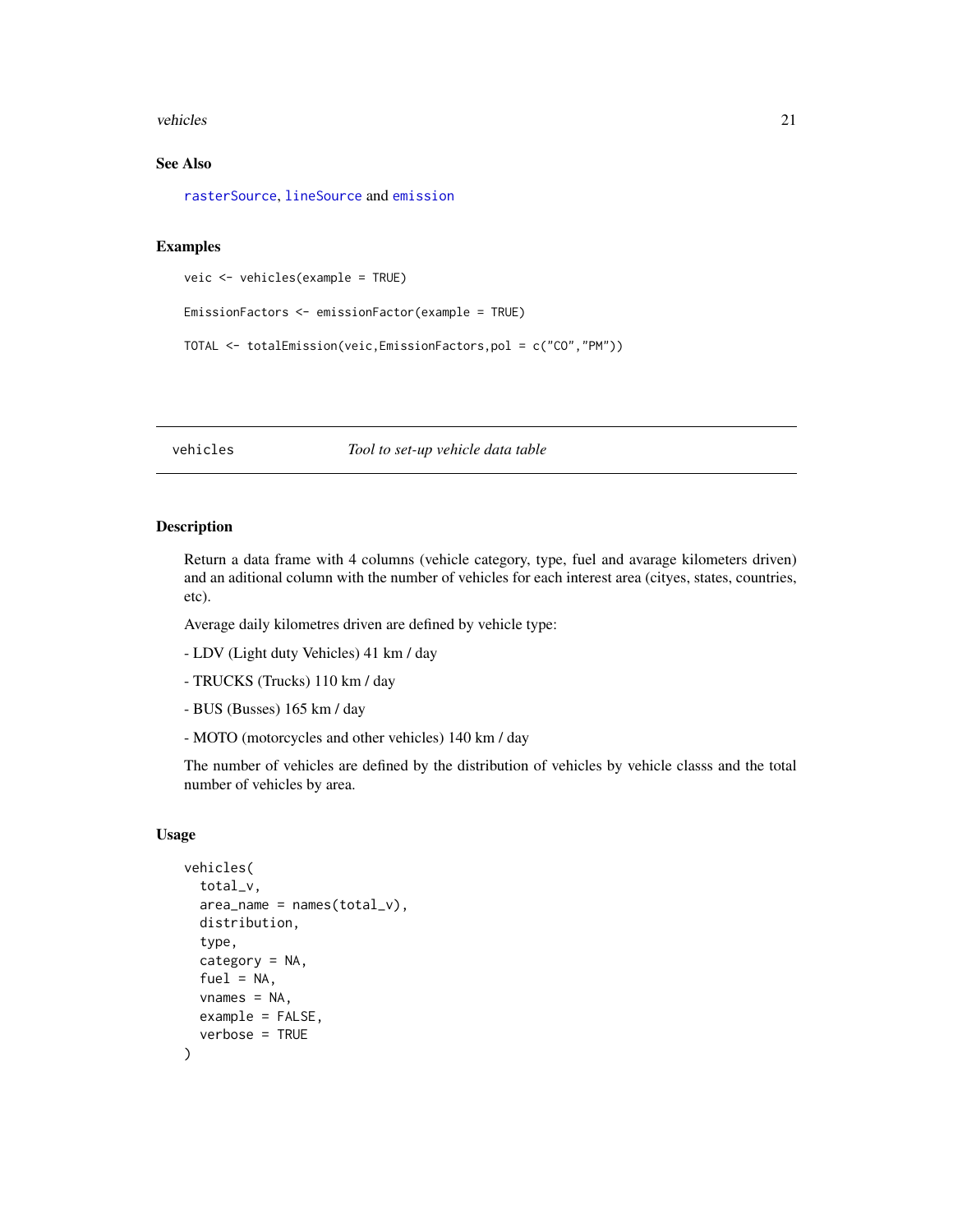### See Also

rasterSource, lineSource and emission

### Examples

```
veic <- vehicles(example = TRUE)

EmissionFactors <- emissionFactor(example = TRUE)

TOTAL <- totalEmission(veic,EmissionFactors,pol = c("CO","PM"))
```

---

## vehicles *Tool to set-up vehicle data table*

---

### Description

Return a data frame with 4 columns (vehicle category, type, fuel and avarage kilometers driven) and an aditional column with the number of vehicles for each interest area (cityes, states, countries, etc).

Average daily kilometres driven are defined by vehicle type:

- LDV (Light duty Vehicles) 41 km / day

- TRUCKS (Trucks) 110 km / day

- BUS (Busses) 165 km / day

- MOTO (motorcycles and other vehicles) 140 km / day

The number of vehicles are defined by the distribution of vehicles by vehicle classs and the total number of vehicles by area.

### Usage

```
vehicles(
  total_v,
  area_name = names(total_v),
  distribution,
  type,
  category = NA,
  fuel = NA,
  vnames = NA,
  example = FALSE,
  verbose = TRUE
)
```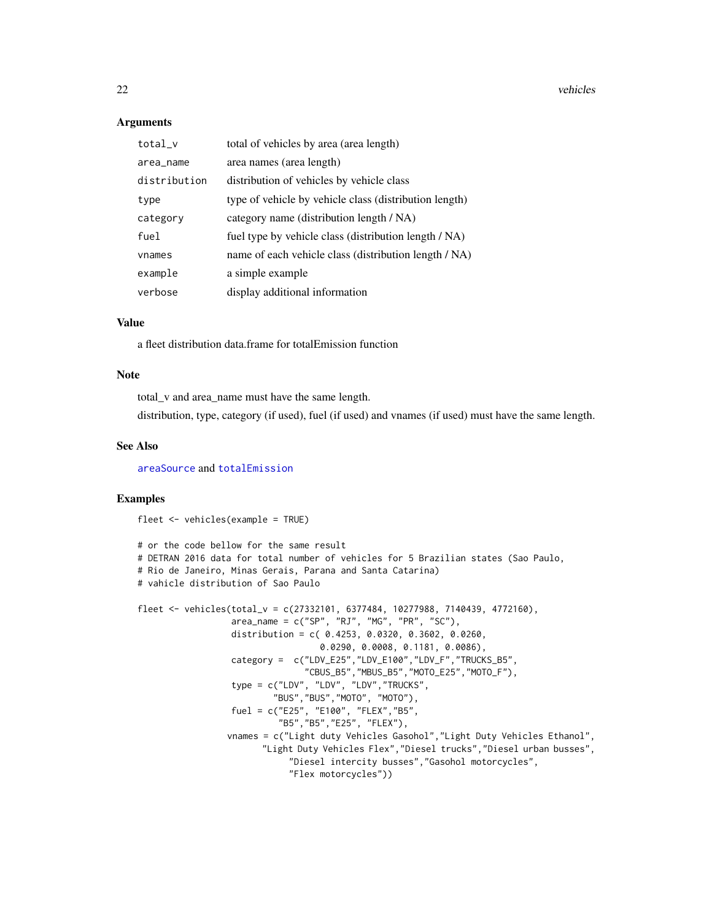### Arguments

| | |
|---|---|
| total_v | total of vehicles by area (area length) |
| area_name | area names (area length) |
| distribution | distribution of vehicles by vehicle class |
| type | type of vehicle by vehicle class (distribution length) |
| category | category name (distribution length / NA) |
| fuel | fuel type by vehicle class (distribution length / NA) |
| vnames | name of each vehicle class (distribution length / NA) |
| example | a simple example |
| verbose | display additional information |

### Value

a fleet distribution data.frame for totalEmission function

### Note

total_v and area_name must have the same length.

distribution, type, category (if used), fuel (if used) and vnames (if used) must have the same length.

### See Also

areaSource and totalEmission

### Examples

```
fleet <- vehicles(example = TRUE)

# or the code bellow for the same result
# DETRAN 2016 data for total number of vehicles for 5 Brazilian states (Sao Paulo,
# Rio de Janeiro, Minas Gerais, Parana and Santa Catarina)
# vahicle distribution of Sao Paulo

fleet <- vehicles(total_v = c(27332101, 6377484, 10277988, 7140439, 4772160),
                  area_name = c("SP", "RJ", "MG", "PR", "SC"),
                  distribution = c( 0.4253, 0.0320, 0.3602, 0.0260,
                                    0.0290, 0.0008, 0.1181, 0.0086),
                  category =  c("LDV_E25","LDV_E100","LDV_F","TRUCKS_B5",
                                "CBUS_B5","MBUS_B5","MOTO_E25","MOTO_F"),
                  type = c("LDV", "LDV", "LDV","TRUCKS",
                           "BUS","BUS","MOTO", "MOTO"),
                  fuel = c("E25", "E100", "FLEX","B5",
                           "B5","B5","E25", "FLEX"),
                 vnames = c("Light duty Vehicles Gasohol","Light Duty Vehicles Ethanol",
                        "Light Duty Vehicles Flex","Diesel trucks","Diesel urban busses",
                             "Diesel intercity busses","Gasohol motorcycles",
                             "Flex motorcycles"))
```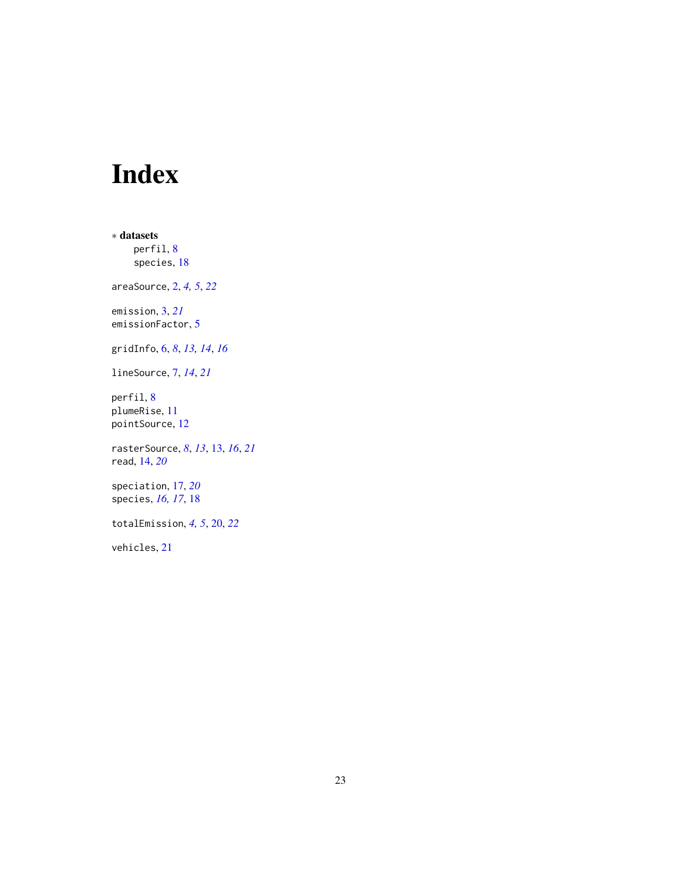# Index

∗ **datasets**
  perfil, 8
  species, 18

areaSource, 2, *4, 5*, *22*

emission, 3, *21*
emissionFactor, 5

gridInfo, 6, *8*, *13, 14*, *16*

lineSource, 7, *14*, *21*

perfil, 8
plumeRise, 11
pointSource, 12

rasterSource, *8*, *13*, 13, *16*, *21*
read, 14, *20*

speciation, 17, *20*
species, *16, 17*, 18

totalEmission, *4, 5*, 20, *22*

vehicles, 21